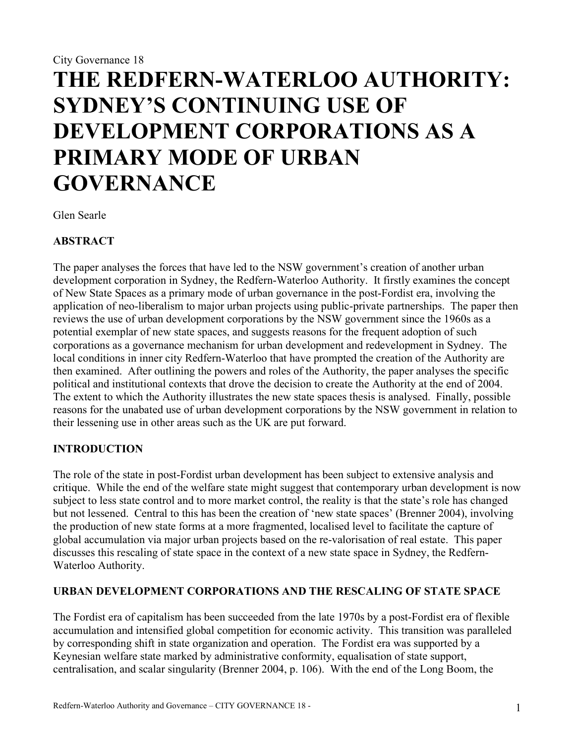City Governance 18

# THE REDFERN-WATERLOO AUTHORITY: SYDNEY'S CONTINUING USE OF DEVELOPMENT CORPORATIONS AS A PRIMARY MODE OF URBAN GOVERNANCE

Glen Searle

## ABSTRACT

The paper analyses the forces that have led to the NSW government's creation of another urban development corporation in Sydney, the Redfern-Waterloo Authority. It firstly examines the concept of New State Spaces as a primary mode of urban governance in the post-Fordist era, involving the application of neo-liberalism to major urban projects using public-private partnerships. The paper then reviews the use of urban development corporations by the NSW government since the 1960s as a potential exemplar of new state spaces, and suggests reasons for the frequent adoption of such corporations as a governance mechanism for urban development and redevelopment in Sydney. The local conditions in inner city Redfern-Waterloo that have prompted the creation of the Authority are then examined. After outlining the powers and roles of the Authority, the paper analyses the specific political and institutional contexts that drove the decision to create the Authority at the end of 2004. The extent to which the Authority illustrates the new state spaces thesis is analysed. Finally, possible reasons for the unabated use of urban development corporations by the NSW government in relation to their lessening use in other areas such as the UK are put forward.

## INTRODUCTION

The role of the state in post-Fordist urban development has been subject to extensive analysis and critique. While the end of the welfare state might suggest that contemporary urban development is now subject to less state control and to more market control, the reality is that the state's role has changed but not lessened. Central to this has been the creation of 'new state spaces' (Brenner 2004), involving the production of new state forms at a more fragmented, localised level to facilitate the capture of global accumulation via major urban projects based on the re-valorisation of real estate. This paper discusses this rescaling of state space in the context of a new state space in Sydney, the Redfern-Waterloo Authority.

## URBAN DEVELOPMENT CORPORATIONS AND THE RESCALING OF STATE SPACE

The Fordist era of capitalism has been succeeded from the late 1970s by a post-Fordist era of flexible accumulation and intensified global competition for economic activity. This transition was paralleled by corresponding shift in state organization and operation. The Fordist era was supported by a Keynesian welfare state marked by administrative conformity, equalisation of state support, centralisation, and scalar singularity (Brenner 2004, p. 106). With the end of the Long Boom, the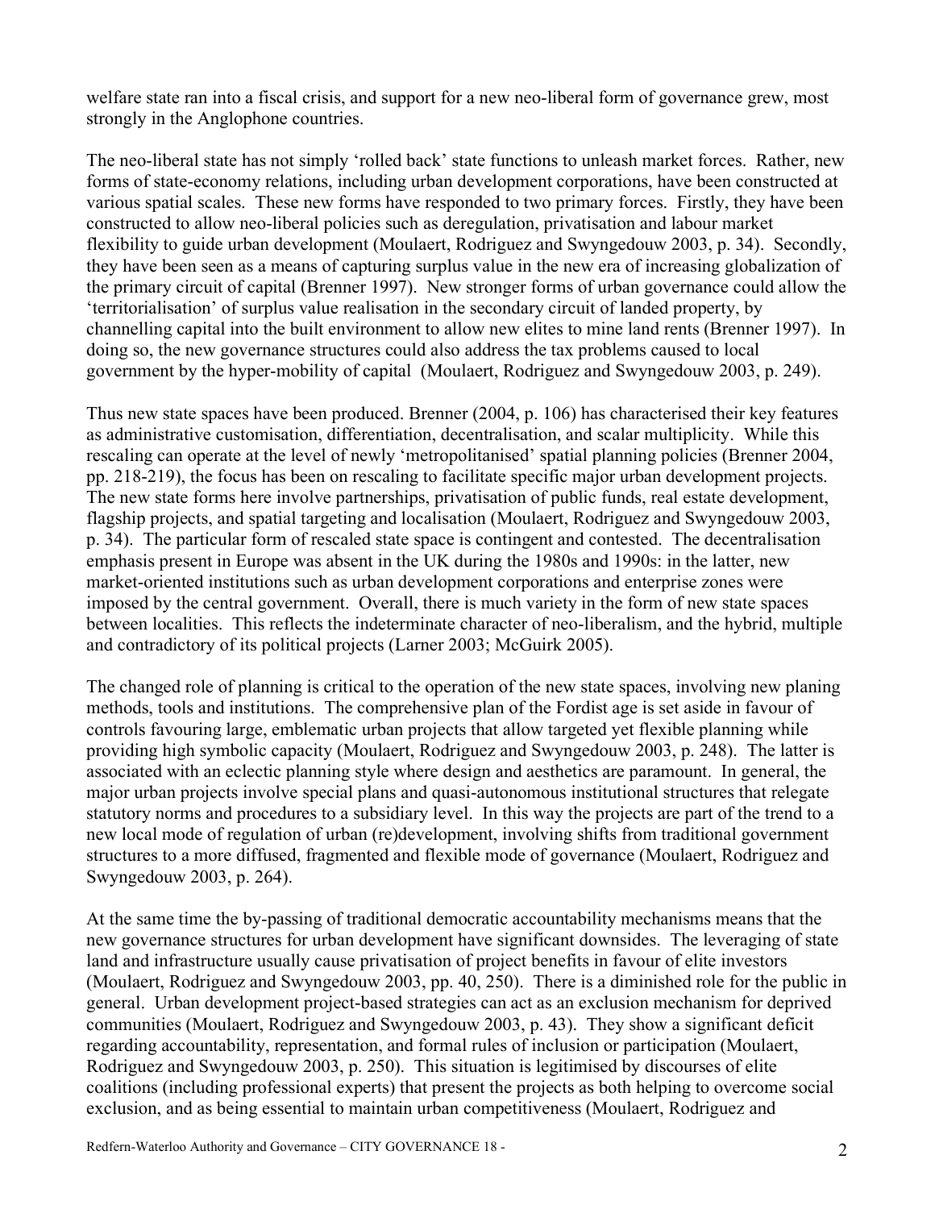welfare state ran into a fiscal crisis, and support for a new neo-liberal form of governance grew, most strongly in the Anglophone countries.

The neo-liberal state has not simply 'rolled back' state functions to unleash market forces. Rather, new forms of state-economy relations, including urban development corporations, have been constructed at various spatial scales. These new forms have responded to two primary forces. Firstly, they have been constructed to allow neo-liberal policies such as deregulation, privatisation and labour market flexibility to guide urban development (Moulaert, Rodriguez and Swyngedouw 2003, p. 34). Secondly, they have been seen as a means of capturing surplus value in the new era of increasing globalization of the primary circuit of capital (Brenner 1997). New stronger forms of urban governance could allow the 'territorialisation' of surplus value realisation in the secondary circuit of landed property, by channelling capital into the built environment to allow new elites to mine land rents (Brenner 1997). In doing so, the new governance structures could also address the tax problems caused to local government by the hyper-mobility of capital (Moulaert, Rodriguez and Swyngedouw 2003, p. 249).

Thus new state spaces have been produced. Brenner (2004, p. 106) has characterised their key features as administrative customisation, differentiation, decentralisation, and scalar multiplicity. While this rescaling can operate at the level of newly 'metropolitanised' spatial planning policies (Brenner 2004, pp. 218-219), the focus has been on rescaling to facilitate specific major urban development projects. The new state forms here involve partnerships, privatisation of public funds, real estate development, flagship projects, and spatial targeting and localisation (Moulaert, Rodriguez and Swyngedouw 2003, p. 34). The particular form of rescaled state space is contingent and contested. The decentralisation emphasis present in Europe was absent in the UK during the 1980s and 1990s: in the latter, new market-oriented institutions such as urban development corporations and enterprise zones were imposed by the central government. Overall, there is much variety in the form of new state spaces between localities. This reflects the indeterminate character of neo-liberalism, and the hybrid, multiple and contradictory of its political projects (Larner 2003; McGuirk 2005).

The changed role of planning is critical to the operation of the new state spaces, involving new planing methods, tools and institutions. The comprehensive plan of the Fordist age is set aside in favour of controls favouring large, emblematic urban projects that allow targeted yet flexible planning while providing high symbolic capacity (Moulaert, Rodriguez and Swyngedouw 2003, p. 248). The latter is associated with an eclectic planning style where design and aesthetics are paramount. In general, the major urban projects involve special plans and quasi-autonomous institutional structures that relegate statutory norms and procedures to a subsidiary level. In this way the projects are part of the trend to a new local mode of regulation of urban (re)development, involving shifts from traditional government structures to a more diffused, fragmented and flexible mode of governance (Moulaert, Rodriguez and Swyngedouw 2003, p. 264).

At the same time the by-passing of traditional democratic accountability mechanisms means that the new governance structures for urban development have significant downsides. The leveraging of state land and infrastructure usually cause privatisation of project benefits in favour of elite investors (Moulaert, Rodriguez and Swyngedouw 2003, pp. 40, 250). There is a diminished role for the public in general. Urban development project-based strategies can act as an exclusion mechanism for deprived communities (Moulaert, Rodriguez and Swyngedouw 2003, p. 43). They show a significant deficit regarding accountability, representation, and formal rules of inclusion or participation (Moulaert, Rodriguez and Swyngedouw 2003, p. 250). This situation is legitimised by discourses of elite coalitions (including professional experts) that present the projects as both helping to overcome social exclusion, and as being essential to maintain urban competitiveness (Moulaert, Rodriguez and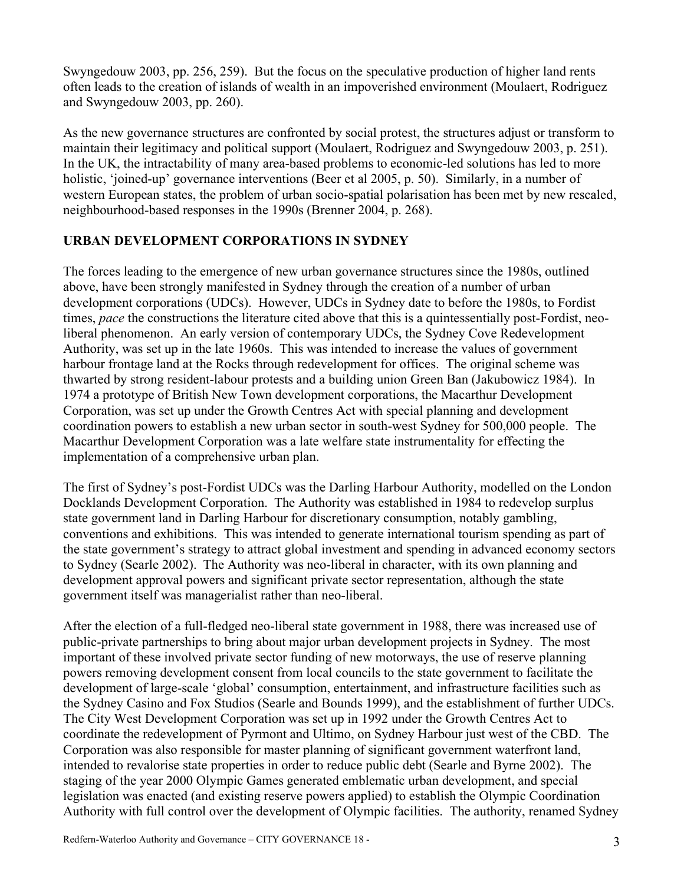Swyngedouw 2003, pp. 256, 259). But the focus on the speculative production of higher land rents often leads to the creation of islands of wealth in an impoverished environment (Moulaert, Rodriguez and Swyngedouw 2003, pp. 260).

As the new governance structures are confronted by social protest, the structures adjust or transform to maintain their legitimacy and political support (Moulaert, Rodriguez and Swyngedouw 2003, p. 251). In the UK, the intractability of many area-based problems to economic-led solutions has led to more holistic, 'joined-up' governance interventions (Beer et al 2005, p. 50). Similarly, in a number of western European states, the problem of urban socio-spatial polarisation has been met by new rescaled, neighbourhood-based responses in the 1990s (Brenner 2004, p. 268).

## URBAN DEVELOPMENT CORPORATIONS IN SYDNEY

The forces leading to the emergence of new urban governance structures since the 1980s, outlined above, have been strongly manifested in Sydney through the creation of a number of urban development corporations (UDCs). However, UDCs in Sydney date to before the 1980s, to Fordist times, *pace* the constructions the literature cited above that this is a quintessentially post-Fordist, neo-liberal phenomenon. An early version of contemporary UDCs, the Sydney Cove Redevelopment Authority, was set up in the late 1960s. This was intended to increase the values of government harbour frontage land at the Rocks through redevelopment for offices. The original scheme was thwarted by strong resident-labour protests and a building union Green Ban (Jakubowicz 1984). In 1974 a prototype of British New Town development corporations, the Macarthur Development Corporation, was set up under the Growth Centres Act with special planning and development coordination powers to establish a new urban sector in south-west Sydney for 500,000 people. The Macarthur Development Corporation was a late welfare state instrumentality for effecting the implementation of a comprehensive urban plan.

The first of Sydney's post-Fordist UDCs was the Darling Harbour Authority, modelled on the London Docklands Development Corporation. The Authority was established in 1984 to redevelop surplus state government land in Darling Harbour for discretionary consumption, notably gambling, conventions and exhibitions. This was intended to generate international tourism spending as part of the state government's strategy to attract global investment and spending in advanced economy sectors to Sydney (Searle 2002). The Authority was neo-liberal in character, with its own planning and development approval powers and significant private sector representation, although the state government itself was managerialist rather than neo-liberal.

After the election of a full-fledged neo-liberal state government in 1988, there was increased use of public-private partnerships to bring about major urban development projects in Sydney. The most important of these involved private sector funding of new motorways, the use of reserve planning powers removing development consent from local councils to the state government to facilitate the development of large-scale 'global' consumption, entertainment, and infrastructure facilities such as the Sydney Casino and Fox Studios (Searle and Bounds 1999), and the establishment of further UDCs. The City West Development Corporation was set up in 1992 under the Growth Centres Act to coordinate the redevelopment of Pyrmont and Ultimo, on Sydney Harbour just west of the CBD. The Corporation was also responsible for master planning of significant government waterfront land, intended to revalorise state properties in order to reduce public debt (Searle and Byrne 2002). The staging of the year 2000 Olympic Games generated emblematic urban development, and special legislation was enacted (and existing reserve powers applied) to establish the Olympic Coordination Authority with full control over the development of Olympic facilities. The authority, renamed Sydney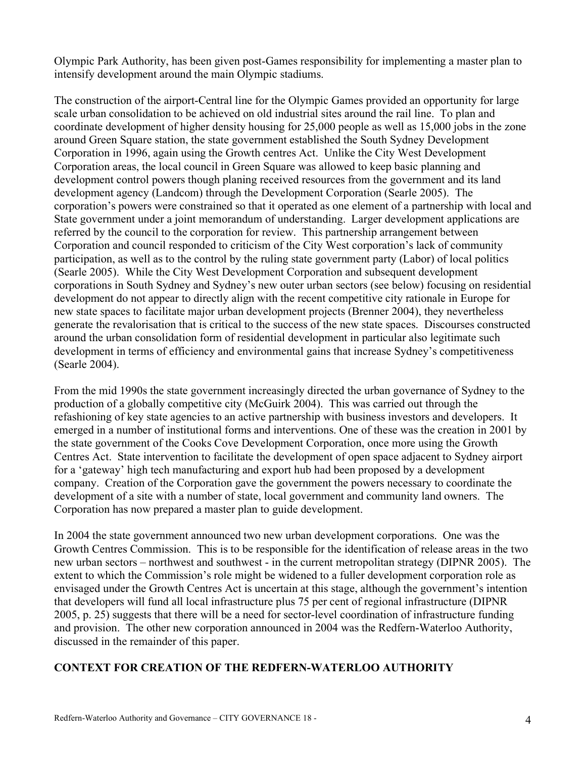Olympic Park Authority, has been given post-Games responsibility for implementing a master plan to intensify development around the main Olympic stadiums.

The construction of the airport-Central line for the Olympic Games provided an opportunity for large scale urban consolidation to be achieved on old industrial sites around the rail line. To plan and coordinate development of higher density housing for 25,000 people as well as 15,000 jobs in the zone around Green Square station, the state government established the South Sydney Development Corporation in 1996, again using the Growth centres Act. Unlike the City West Development Corporation areas, the local council in Green Square was allowed to keep basic planning and development control powers though planing received resources from the government and its land development agency (Landcom) through the Development Corporation (Searle 2005). The corporation's powers were constrained so that it operated as one element of a partnership with local and State government under a joint memorandum of understanding. Larger development applications are referred by the council to the corporation for review. This partnership arrangement between Corporation and council responded to criticism of the City West corporation's lack of community participation, as well as to the control by the ruling state government party (Labor) of local politics (Searle 2005). While the City West Development Corporation and subsequent development corporations in South Sydney and Sydney's new outer urban sectors (see below) focusing on residential development do not appear to directly align with the recent competitive city rationale in Europe for new state spaces to facilitate major urban development projects (Brenner 2004), they nevertheless generate the revalorisation that is critical to the success of the new state spaces. Discourses constructed around the urban consolidation form of residential development in particular also legitimate such development in terms of efficiency and environmental gains that increase Sydney's competitiveness (Searle 2004).

From the mid 1990s the state government increasingly directed the urban governance of Sydney to the production of a globally competitive city (McGuirk 2004). This was carried out through the refashioning of key state agencies to an active partnership with business investors and developers. It emerged in a number of institutional forms and interventions. One of these was the creation in 2001 by the state government of the Cooks Cove Development Corporation, once more using the Growth Centres Act. State intervention to facilitate the development of open space adjacent to Sydney airport for a 'gateway' high tech manufacturing and export hub had been proposed by a development company. Creation of the Corporation gave the government the powers necessary to coordinate the development of a site with a number of state, local government and community land owners. The Corporation has now prepared a master plan to guide development.

In 2004 the state government announced two new urban development corporations. One was the Growth Centres Commission. This is to be responsible for the identification of release areas in the two new urban sectors – northwest and southwest - in the current metropolitan strategy (DIPNR 2005). The extent to which the Commission's role might be widened to a fuller development corporation role as envisaged under the Growth Centres Act is uncertain at this stage, although the government's intention that developers will fund all local infrastructure plus 75 per cent of regional infrastructure (DIPNR 2005, p. 25) suggests that there will be a need for sector-level coordination of infrastructure funding and provision. The other new corporation announced in 2004 was the Redfern-Waterloo Authority, discussed in the remainder of this paper.

## CONTEXT FOR CREATION OF THE REDFERN-WATERLOO AUTHORITY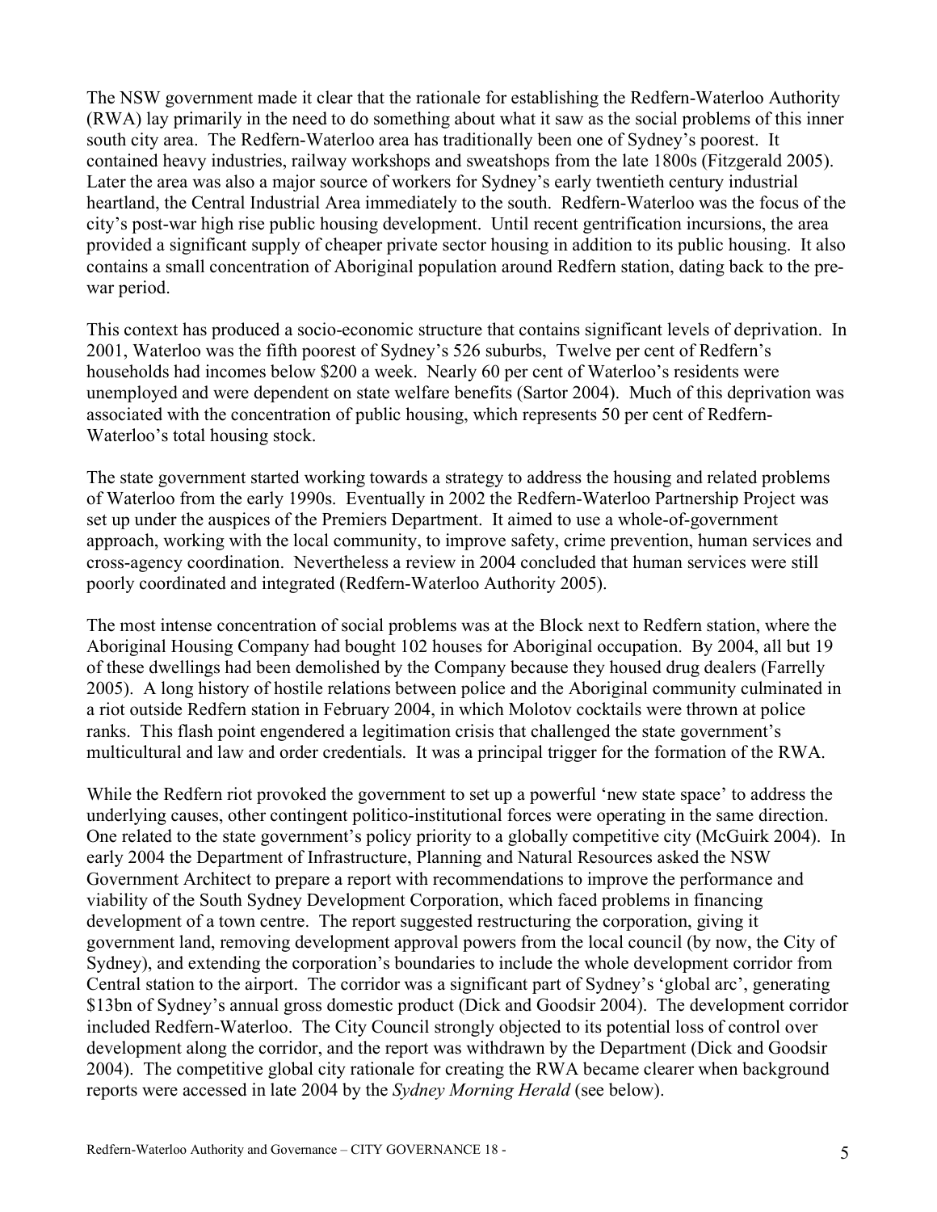The NSW government made it clear that the rationale for establishing the Redfern-Waterloo Authority (RWA) lay primarily in the need to do something about what it saw as the social problems of this inner south city area. The Redfern-Waterloo area has traditionally been one of Sydney's poorest. It contained heavy industries, railway workshops and sweatshops from the late 1800s (Fitzgerald 2005). Later the area was also a major source of workers for Sydney's early twentieth century industrial heartland, the Central Industrial Area immediately to the south. Redfern-Waterloo was the focus of the city's post-war high rise public housing development. Until recent gentrification incursions, the area provided a significant supply of cheaper private sector housing in addition to its public housing. It also contains a small concentration of Aboriginal population around Redfern station, dating back to the pre-war period.

This context has produced a socio-economic structure that contains significant levels of deprivation. In 2001, Waterloo was the fifth poorest of Sydney's 526 suburbs, Twelve per cent of Redfern's households had incomes below $200 a week. Nearly 60 per cent of Waterloo's residents were unemployed and were dependent on state welfare benefits (Sartor 2004). Much of this deprivation was associated with the concentration of public housing, which represents 50 per cent of Redfern-Waterloo's total housing stock.

The state government started working towards a strategy to address the housing and related problems of Waterloo from the early 1990s. Eventually in 2002 the Redfern-Waterloo Partnership Project was set up under the auspices of the Premiers Department. It aimed to use a whole-of-government approach, working with the local community, to improve safety, crime prevention, human services and cross-agency coordination. Nevertheless a review in 2004 concluded that human services were still poorly coordinated and integrated (Redfern-Waterloo Authority 2005).

The most intense concentration of social problems was at the Block next to Redfern station, where the Aboriginal Housing Company had bought 102 houses for Aboriginal occupation. By 2004, all but 19 of these dwellings had been demolished by the Company because they housed drug dealers (Farrelly 2005). A long history of hostile relations between police and the Aboriginal community culminated in a riot outside Redfern station in February 2004, in which Molotov cocktails were thrown at police ranks. This flash point engendered a legitimation crisis that challenged the state government's multicultural and law and order credentials. It was a principal trigger for the formation of the RWA.

While the Redfern riot provoked the government to set up a powerful 'new state space' to address the underlying causes, other contingent politico-institutional forces were operating in the same direction. One related to the state government's policy priority to a globally competitive city (McGuirk 2004). In early 2004 the Department of Infrastructure, Planning and Natural Resources asked the NSW Government Architect to prepare a report with recommendations to improve the performance and viability of the South Sydney Development Corporation, which faced problems in financing development of a town centre. The report suggested restructuring the corporation, giving it government land, removing development approval powers from the local council (by now, the City of Sydney), and extending the corporation's boundaries to include the whole development corridor from Central station to the airport. The corridor was a significant part of Sydney's 'global arc', generating $13bn of Sydney's annual gross domestic product (Dick and Goodsir 2004). The development corridor included Redfern-Waterloo. The City Council strongly objected to its potential loss of control over development along the corridor, and the report was withdrawn by the Department (Dick and Goodsir 2004). The competitive global city rationale for creating the RWA became clearer when background reports were accessed in late 2004 by the *Sydney Morning Herald* (see below).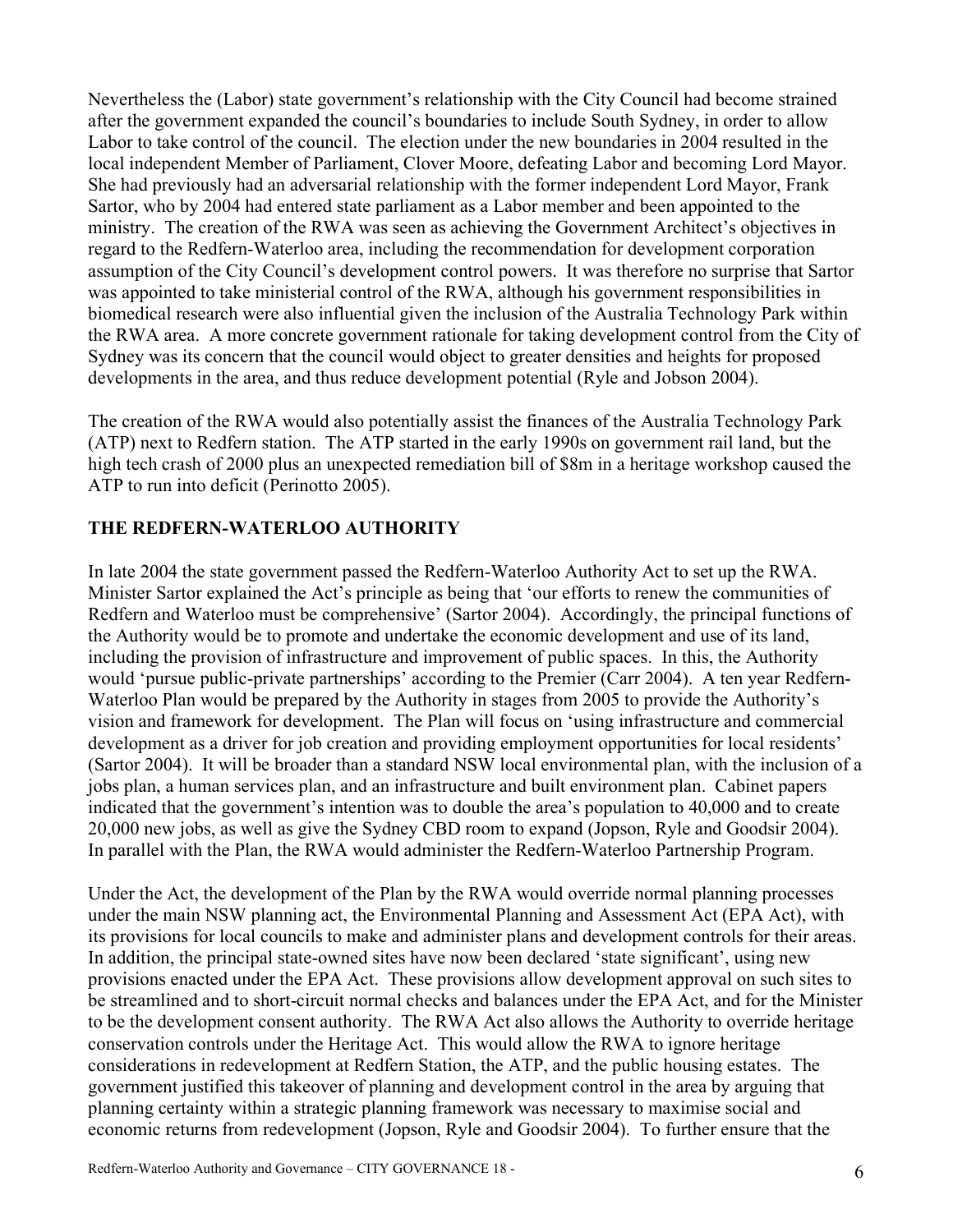Nevertheless the (Labor) state government's relationship with the City Council had become strained after the government expanded the council's boundaries to include South Sydney, in order to allow Labor to take control of the council. The election under the new boundaries in 2004 resulted in the local independent Member of Parliament, Clover Moore, defeating Labor and becoming Lord Mayor. She had previously had an adversarial relationship with the former independent Lord Mayor, Frank Sartor, who by 2004 had entered state parliament as a Labor member and been appointed to the ministry. The creation of the RWA was seen as achieving the Government Architect's objectives in regard to the Redfern-Waterloo area, including the recommendation for development corporation assumption of the City Council's development control powers. It was therefore no surprise that Sartor was appointed to take ministerial control of the RWA, although his government responsibilities in biomedical research were also influential given the inclusion of the Australia Technology Park within the RWA area. A more concrete government rationale for taking development control from the City of Sydney was its concern that the council would object to greater densities and heights for proposed developments in the area, and thus reduce development potential (Ryle and Jobson 2004).

The creation of the RWA would also potentially assist the finances of the Australia Technology Park (ATP) next to Redfern station. The ATP started in the early 1990s on government rail land, but the high tech crash of 2000 plus an unexpected remediation bill of $8m in a heritage workshop caused the ATP to run into deficit (Perinotto 2005).

## THE REDFERN-WATERLOO AUTHORITY

In late 2004 the state government passed the Redfern-Waterloo Authority Act to set up the RWA. Minister Sartor explained the Act's principle as being that 'our efforts to renew the communities of Redfern and Waterloo must be comprehensive' (Sartor 2004). Accordingly, the principal functions of the Authority would be to promote and undertake the economic development and use of its land, including the provision of infrastructure and improvement of public spaces. In this, the Authority would 'pursue public-private partnerships' according to the Premier (Carr 2004). A ten year Redfern-Waterloo Plan would be prepared by the Authority in stages from 2005 to provide the Authority's vision and framework for development. The Plan will focus on 'using infrastructure and commercial development as a driver for job creation and providing employment opportunities for local residents' (Sartor 2004). It will be broader than a standard NSW local environmental plan, with the inclusion of a jobs plan, a human services plan, and an infrastructure and built environment plan. Cabinet papers indicated that the government's intention was to double the area's population to 40,000 and to create 20,000 new jobs, as well as give the Sydney CBD room to expand (Jopson, Ryle and Goodsir 2004). In parallel with the Plan, the RWA would administer the Redfern-Waterloo Partnership Program.

Under the Act, the development of the Plan by the RWA would override normal planning processes under the main NSW planning act, the Environmental Planning and Assessment Act (EPA Act), with its provisions for local councils to make and administer plans and development controls for their areas. In addition, the principal state-owned sites have now been declared 'state significant', using new provisions enacted under the EPA Act. These provisions allow development approval on such sites to be streamlined and to short-circuit normal checks and balances under the EPA Act, and for the Minister to be the development consent authority. The RWA Act also allows the Authority to override heritage conservation controls under the Heritage Act. This would allow the RWA to ignore heritage considerations in redevelopment at Redfern Station, the ATP, and the public housing estates. The government justified this takeover of planning and development control in the area by arguing that planning certainty within a strategic planning framework was necessary to maximise social and economic returns from redevelopment (Jopson, Ryle and Goodsir 2004). To further ensure that the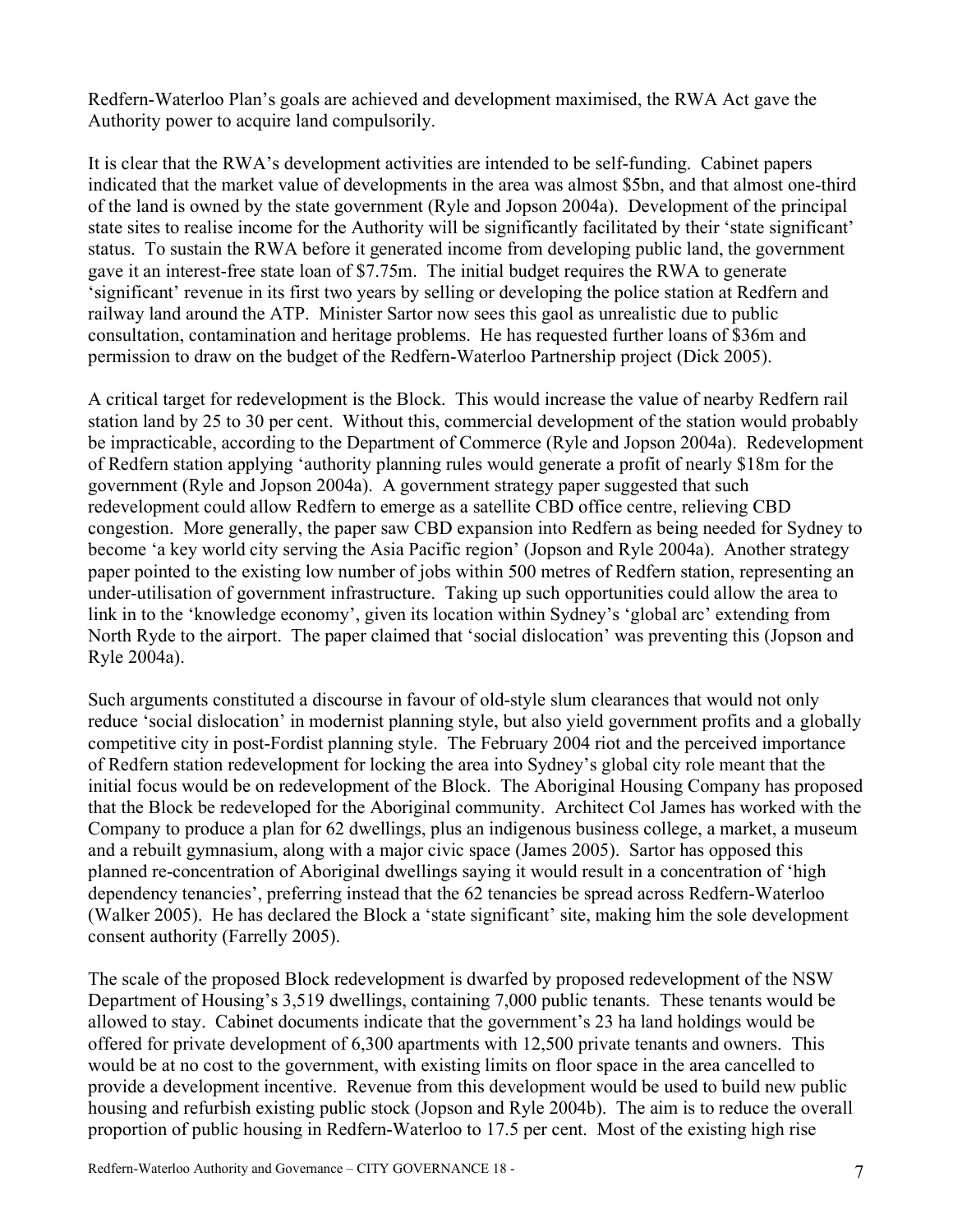Redfern-Waterloo Plan's goals are achieved and development maximised, the RWA Act gave the Authority power to acquire land compulsorily.

It is clear that the RWA's development activities are intended to be self-funding. Cabinet papers indicated that the market value of developments in the area was almost $5bn, and that almost one-third of the land is owned by the state government (Ryle and Jopson 2004a). Development of the principal state sites to realise income for the Authority will be significantly facilitated by their 'state significant' status. To sustain the RWA before it generated income from developing public land, the government gave it an interest-free state loan of $7.75m. The initial budget requires the RWA to generate 'significant' revenue in its first two years by selling or developing the police station at Redfern and railway land around the ATP. Minister Sartor now sees this gaol as unrealistic due to public consultation, contamination and heritage problems. He has requested further loans of $36m and permission to draw on the budget of the Redfern-Waterloo Partnership project (Dick 2005).

A critical target for redevelopment is the Block. This would increase the value of nearby Redfern rail station land by 25 to 30 per cent. Without this, commercial development of the station would probably be impracticable, according to the Department of Commerce (Ryle and Jopson 2004a). Redevelopment of Redfern station applying 'authority planning rules would generate a profit of nearly $18m for the government (Ryle and Jopson 2004a). A government strategy paper suggested that such redevelopment could allow Redfern to emerge as a satellite CBD office centre, relieving CBD congestion. More generally, the paper saw CBD expansion into Redfern as being needed for Sydney to become 'a key world city serving the Asia Pacific region' (Jopson and Ryle 2004a). Another strategy paper pointed to the existing low number of jobs within 500 metres of Redfern station, representing an under-utilisation of government infrastructure. Taking up such opportunities could allow the area to link in to the 'knowledge economy', given its location within Sydney's 'global arc' extending from North Ryde to the airport. The paper claimed that 'social dislocation' was preventing this (Jopson and Ryle 2004a).

Such arguments constituted a discourse in favour of old-style slum clearances that would not only reduce 'social dislocation' in modernist planning style, but also yield government profits and a globally competitive city in post-Fordist planning style. The February 2004 riot and the perceived importance of Redfern station redevelopment for locking the area into Sydney's global city role meant that the initial focus would be on redevelopment of the Block. The Aboriginal Housing Company has proposed that the Block be redeveloped for the Aboriginal community. Architect Col James has worked with the Company to produce a plan for 62 dwellings, plus an indigenous business college, a market, a museum and a rebuilt gymnasium, along with a major civic space (James 2005). Sartor has opposed this planned re-concentration of Aboriginal dwellings saying it would result in a concentration of 'high dependency tenancies', preferring instead that the 62 tenancies be spread across Redfern-Waterloo (Walker 2005). He has declared the Block a 'state significant' site, making him the sole development consent authority (Farrelly 2005).

The scale of the proposed Block redevelopment is dwarfed by proposed redevelopment of the NSW Department of Housing's 3,519 dwellings, containing 7,000 public tenants. These tenants would be allowed to stay. Cabinet documents indicate that the government's 23 ha land holdings would be offered for private development of 6,300 apartments with 12,500 private tenants and owners. This would be at no cost to the government, with existing limits on floor space in the area cancelled to provide a development incentive. Revenue from this development would be used to build new public housing and refurbish existing public stock (Jopson and Ryle 2004b). The aim is to reduce the overall proportion of public housing in Redfern-Waterloo to 17.5 per cent. Most of the existing high rise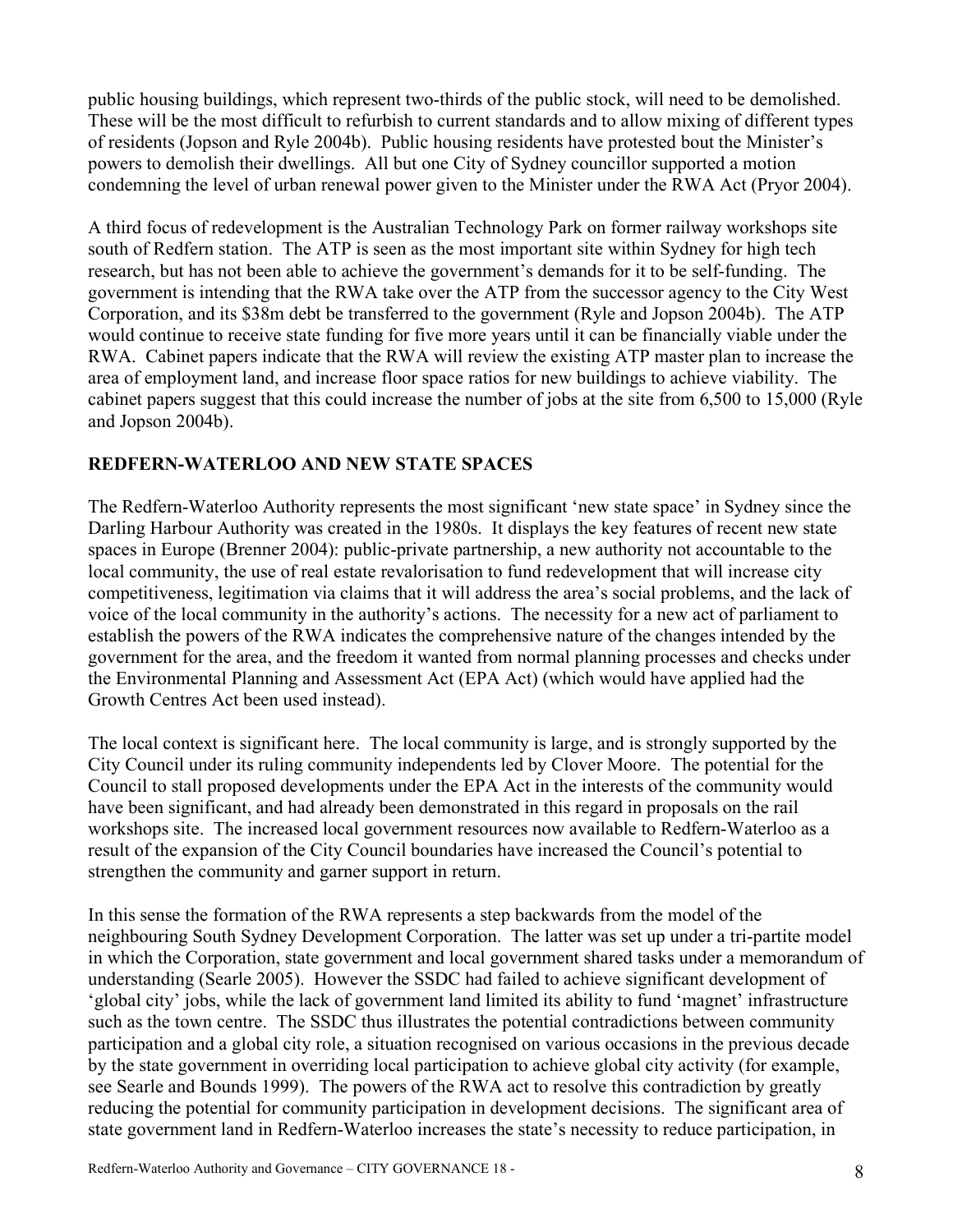public housing buildings, which represent two-thirds of the public stock, will need to be demolished. These will be the most difficult to refurbish to current standards and to allow mixing of different types of residents (Jopson and Ryle 2004b). Public housing residents have protested bout the Minister's powers to demolish their dwellings. All but one City of Sydney councillor supported a motion condemning the level of urban renewal power given to the Minister under the RWA Act (Pryor 2004).

A third focus of redevelopment is the Australian Technology Park on former railway workshops site south of Redfern station. The ATP is seen as the most important site within Sydney for high tech research, but has not been able to achieve the government's demands for it to be self-funding. The government is intending that the RWA take over the ATP from the successor agency to the City West Corporation, and its $38m debt be transferred to the government (Ryle and Jopson 2004b). The ATP would continue to receive state funding for five more years until it can be financially viable under the RWA. Cabinet papers indicate that the RWA will review the existing ATP master plan to increase the area of employment land, and increase floor space ratios for new buildings to achieve viability. The cabinet papers suggest that this could increase the number of jobs at the site from 6,500 to 15,000 (Ryle and Jopson 2004b).

## REDFERN-WATERLOO AND NEW STATE SPACES

The Redfern-Waterloo Authority represents the most significant 'new state space' in Sydney since the Darling Harbour Authority was created in the 1980s. It displays the key features of recent new state spaces in Europe (Brenner 2004): public-private partnership, a new authority not accountable to the local community, the use of real estate revalorisation to fund redevelopment that will increase city competitiveness, legitimation via claims that it will address the area's social problems, and the lack of voice of the local community in the authority's actions. The necessity for a new act of parliament to establish the powers of the RWA indicates the comprehensive nature of the changes intended by the government for the area, and the freedom it wanted from normal planning processes and checks under the Environmental Planning and Assessment Act (EPA Act) (which would have applied had the Growth Centres Act been used instead).

The local context is significant here. The local community is large, and is strongly supported by the City Council under its ruling community independents led by Clover Moore. The potential for the Council to stall proposed developments under the EPA Act in the interests of the community would have been significant, and had already been demonstrated in this regard in proposals on the rail workshops site. The increased local government resources now available to Redfern-Waterloo as a result of the expansion of the City Council boundaries have increased the Council's potential to strengthen the community and garner support in return.

In this sense the formation of the RWA represents a step backwards from the model of the neighbouring South Sydney Development Corporation. The latter was set up under a tri-partite model in which the Corporation, state government and local government shared tasks under a memorandum of understanding (Searle 2005). However the SSDC had failed to achieve significant development of 'global city' jobs, while the lack of government land limited its ability to fund 'magnet' infrastructure such as the town centre. The SSDC thus illustrates the potential contradictions between community participation and a global city role, a situation recognised on various occasions in the previous decade by the state government in overriding local participation to achieve global city activity (for example, see Searle and Bounds 1999). The powers of the RWA act to resolve this contradiction by greatly reducing the potential for community participation in development decisions. The significant area of state government land in Redfern-Waterloo increases the state's necessity to reduce participation, in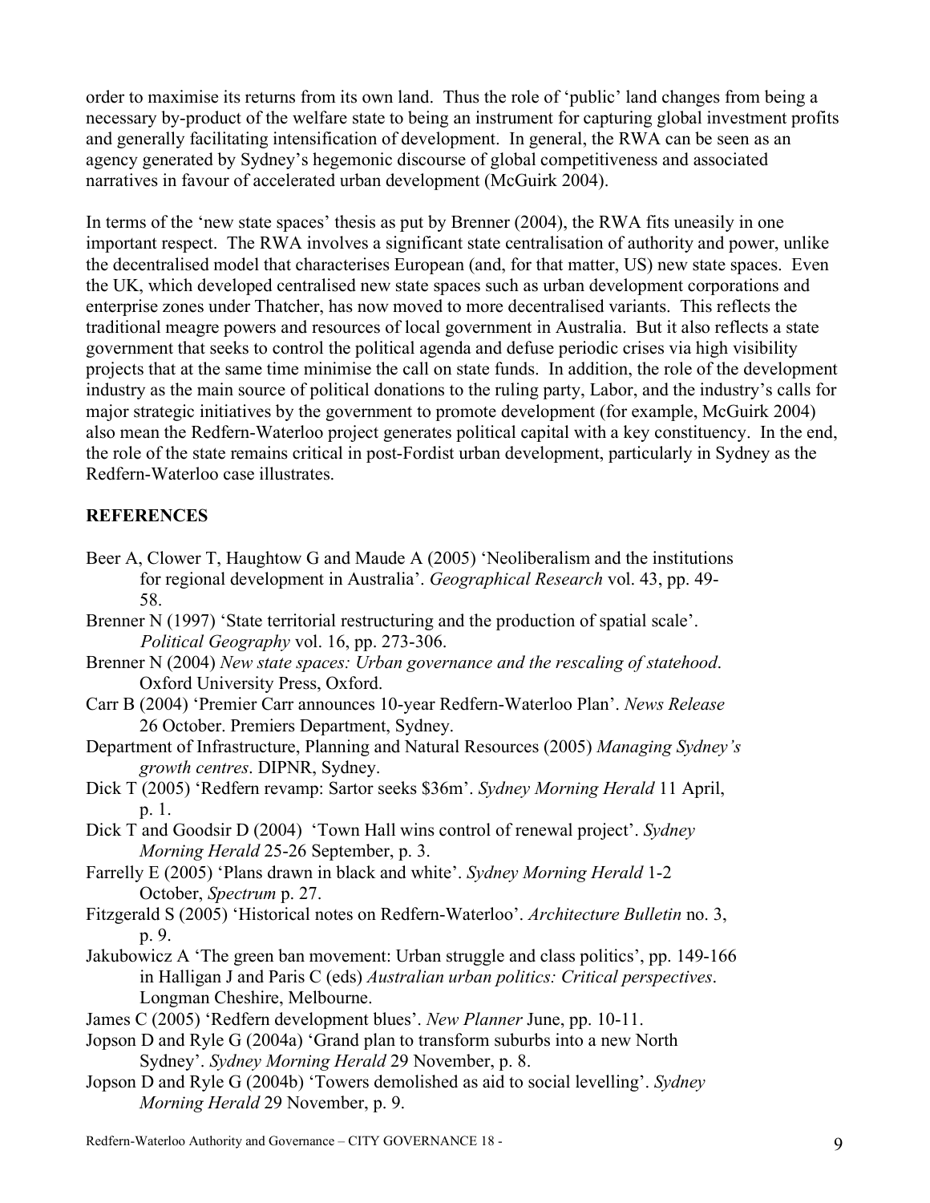order to maximise its returns from its own land. Thus the role of 'public' land changes from being a necessary by-product of the welfare state to being an instrument for capturing global investment profits and generally facilitating intensification of development. In general, the RWA can be seen as an agency generated by Sydney's hegemonic discourse of global competitiveness and associated narratives in favour of accelerated urban development (McGuirk 2004).

In terms of the 'new state spaces' thesis as put by Brenner (2004), the RWA fits uneasily in one important respect. The RWA involves a significant state centralisation of authority and power, unlike the decentralised model that characterises European (and, for that matter, US) new state spaces. Even the UK, which developed centralised new state spaces such as urban development corporations and enterprise zones under Thatcher, has now moved to more decentralised variants. This reflects the traditional meagre powers and resources of local government in Australia. But it also reflects a state government that seeks to control the political agenda and defuse periodic crises via high visibility projects that at the same time minimise the call on state funds. In addition, the role of the development industry as the main source of political donations to the ruling party, Labor, and the industry's calls for major strategic initiatives by the government to promote development (for example, McGuirk 2004) also mean the Redfern-Waterloo project generates political capital with a key constituency. In the end, the role of the state remains critical in post-Fordist urban development, particularly in Sydney as the Redfern-Waterloo case illustrates.

## REFERENCES

Beer A, Clower T, Haughtow G and Maude A (2005) 'Neoliberalism and the institutions for regional development in Australia'. *Geographical Research* vol. 43, pp. 49-58.

Brenner N (1997) 'State territorial restructuring and the production of spatial scale'. *Political Geography* vol. 16, pp. 273-306.

Brenner N (2004) *New state spaces: Urban governance and the rescaling of statehood*. Oxford University Press, Oxford.

Carr B (2004) 'Premier Carr announces 10-year Redfern-Waterloo Plan'. *News Release* 26 October. Premiers Department, Sydney.

Department of Infrastructure, Planning and Natural Resources (2005) *Managing Sydney's growth centres*. DIPNR, Sydney.

Dick T (2005) 'Redfern revamp: Sartor seeks $36m'. *Sydney Morning Herald* 11 April, p. 1.

Dick T and Goodsir D (2004) 'Town Hall wins control of renewal project'. *Sydney Morning Herald* 25-26 September, p. 3.

Farrelly E (2005) 'Plans drawn in black and white'. *Sydney Morning Herald* 1-2 October, *Spectrum* p. 27.

Fitzgerald S (2005) 'Historical notes on Redfern-Waterloo'. *Architecture Bulletin* no. 3, p. 9.

Jakubowicz A 'The green ban movement: Urban struggle and class politics', pp. 149-166 in Halligan J and Paris C (eds) *Australian urban politics: Critical perspectives*. Longman Cheshire, Melbourne.

James C (2005) 'Redfern development blues'. *New Planner* June, pp. 10-11.

Jopson D and Ryle G (2004a) 'Grand plan to transform suburbs into a new North Sydney'. *Sydney Morning Herald* 29 November, p. 8.

Jopson D and Ryle G (2004b) 'Towers demolished as aid to social levelling'. *Sydney Morning Herald* 29 November, p. 9.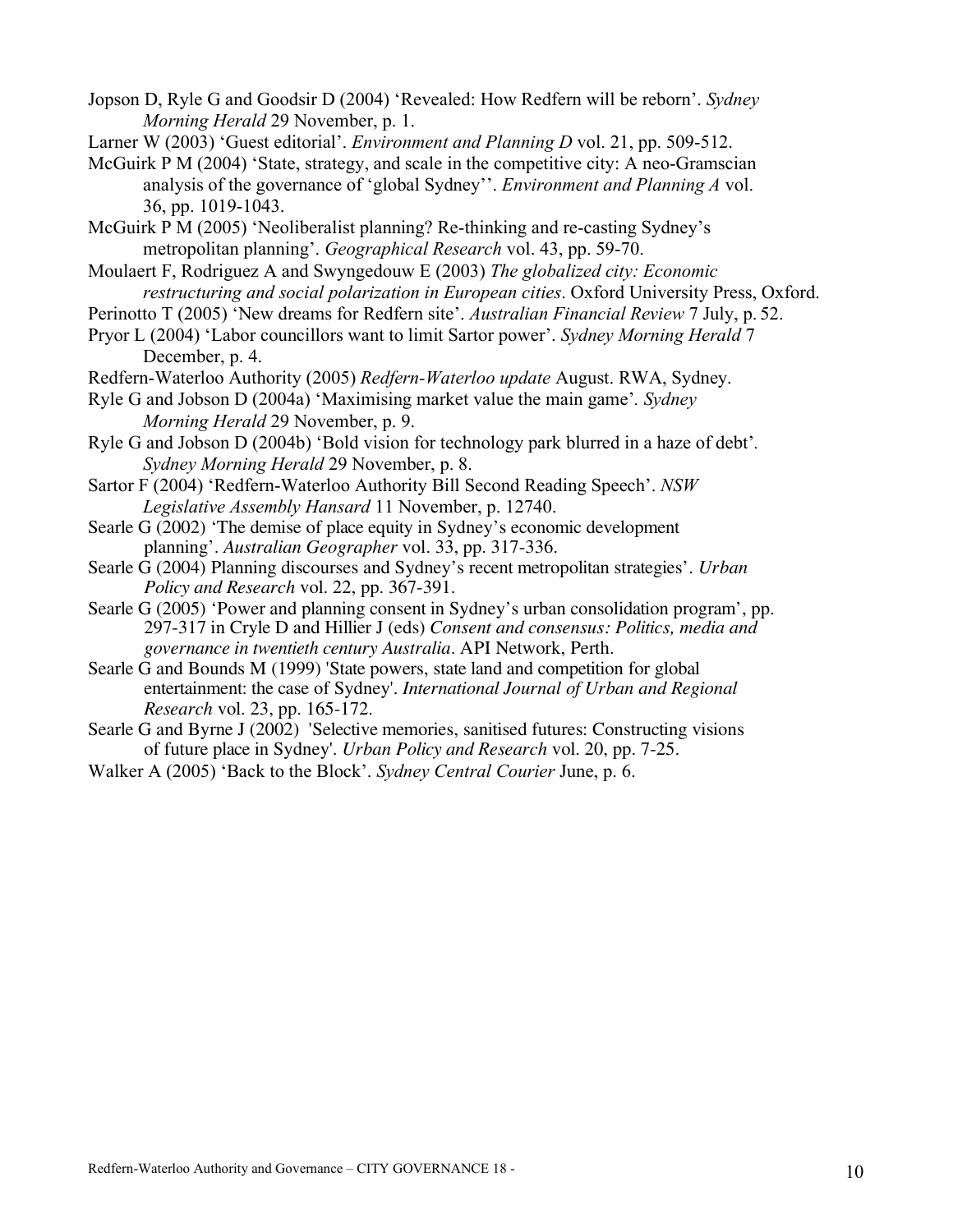Jopson D, Ryle G and Goodsir D (2004) 'Revealed: How Redfern will be reborn'. *Sydney Morning Herald* 29 November, p. 1.

Larner W (2003) 'Guest editorial'. *Environment and Planning D* vol. 21, pp. 509-512.

McGuirk P M (2004) 'State, strategy, and scale in the competitive city: A neo-Gramscian analysis of the governance of 'global Sydney''. *Environment and Planning A* vol. 36, pp. 1019-1043.

McGuirk P M (2005) 'Neoliberalist planning? Re-thinking and re-casting Sydney's metropolitan planning'. *Geographical Research* vol. 43, pp. 59-70.

Moulaert F, Rodriguez A and Swyngedouw E (2003) *The globalized city: Economic restructuring and social polarization in European cities*. Oxford University Press, Oxford.

Perinotto T (2005) 'New dreams for Redfern site'. *Australian Financial Review* 7 July, p. 52.

Pryor L (2004) 'Labor councillors want to limit Sartor power'. *Sydney Morning Herald* 7 December, p. 4.

Redfern-Waterloo Authority (2005) *Redfern-Waterloo update* August. RWA, Sydney.

Ryle G and Jobson D (2004a) 'Maximising market value the main game'. *Sydney Morning Herald* 29 November, p. 9.

Ryle G and Jobson D (2004b) 'Bold vision for technology park blurred in a haze of debt'. *Sydney Morning Herald* 29 November, p. 8.

Sartor F (2004) 'Redfern-Waterloo Authority Bill Second Reading Speech'. *NSW Legislative Assembly Hansard* 11 November, p. 12740.

Searle G (2002) 'The demise of place equity in Sydney's economic development planning'. *Australian Geographer* vol. 33, pp. 317-336.

Searle G (2004) Planning discourses and Sydney's recent metropolitan strategies'. *Urban Policy and Research* vol. 22, pp. 367-391.

Searle G (2005) 'Power and planning consent in Sydney's urban consolidation program', pp. 297-317 in Cryle D and Hillier J (eds) *Consent and consensus: Politics, media and governance in twentieth century Australia*. API Network, Perth.

Searle G and Bounds M (1999) 'State powers, state land and competition for global entertainment: the case of Sydney'. *International Journal of Urban and Regional Research* vol. 23, pp. 165-172.

Searle G and Byrne J (2002) 'Selective memories, sanitised futures: Constructing visions of future place in Sydney'. *Urban Policy and Research* vol. 20, pp. 7-25.

Walker A (2005) 'Back to the Block'. *Sydney Central Courier* June, p. 6.